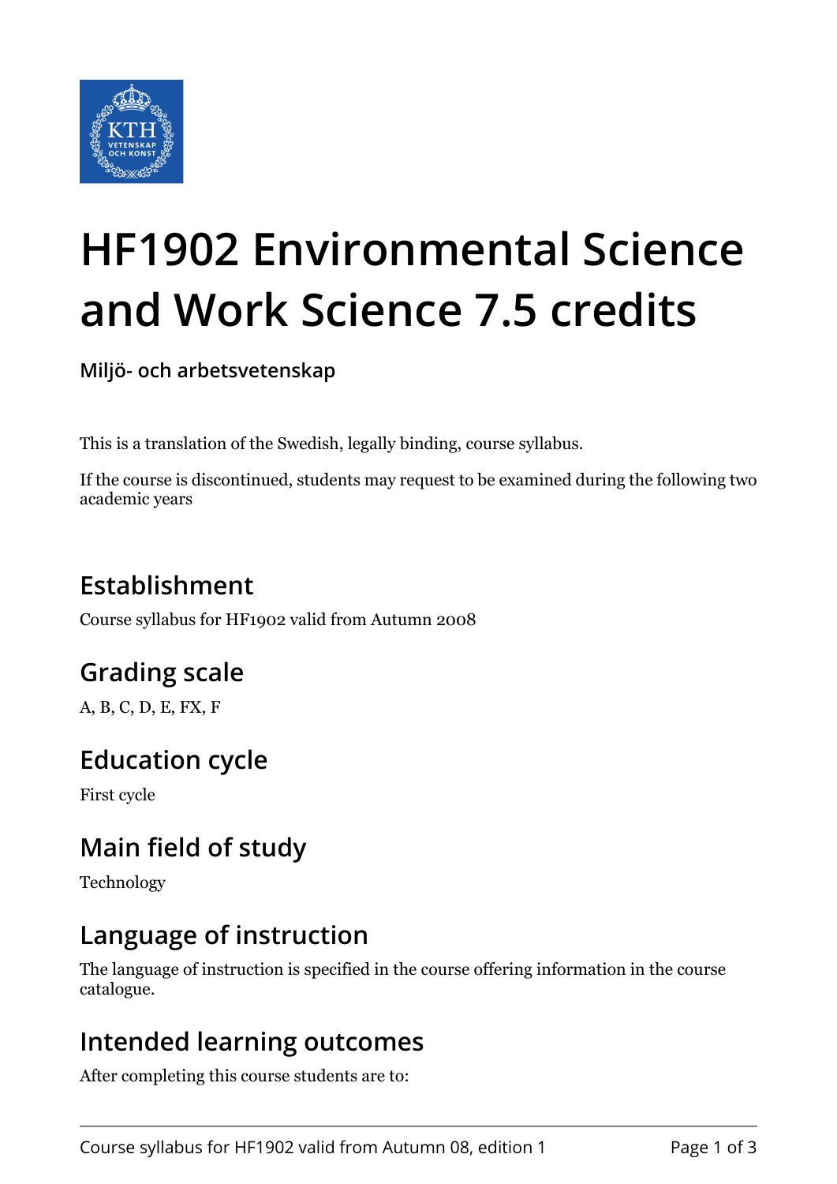# HF1902 Environmental Science and Work Science 7.5 credits

**Miljö- och arbetsvetenskap**

This is a translation of the Swedish, legally binding, course syllabus.

If the course is discontinued, students may request to be examined during the following two academic years

## Establishment

Course syllabus for HF1902 valid from Autumn 2008

## Grading scale

A, B, C, D, E, FX, F

## Education cycle

First cycle

## Main field of study

Technology

## Language of instruction

The language of instruction is specified in the course offering information in the course catalogue.

## Intended learning outcomes

After completing this course students are to: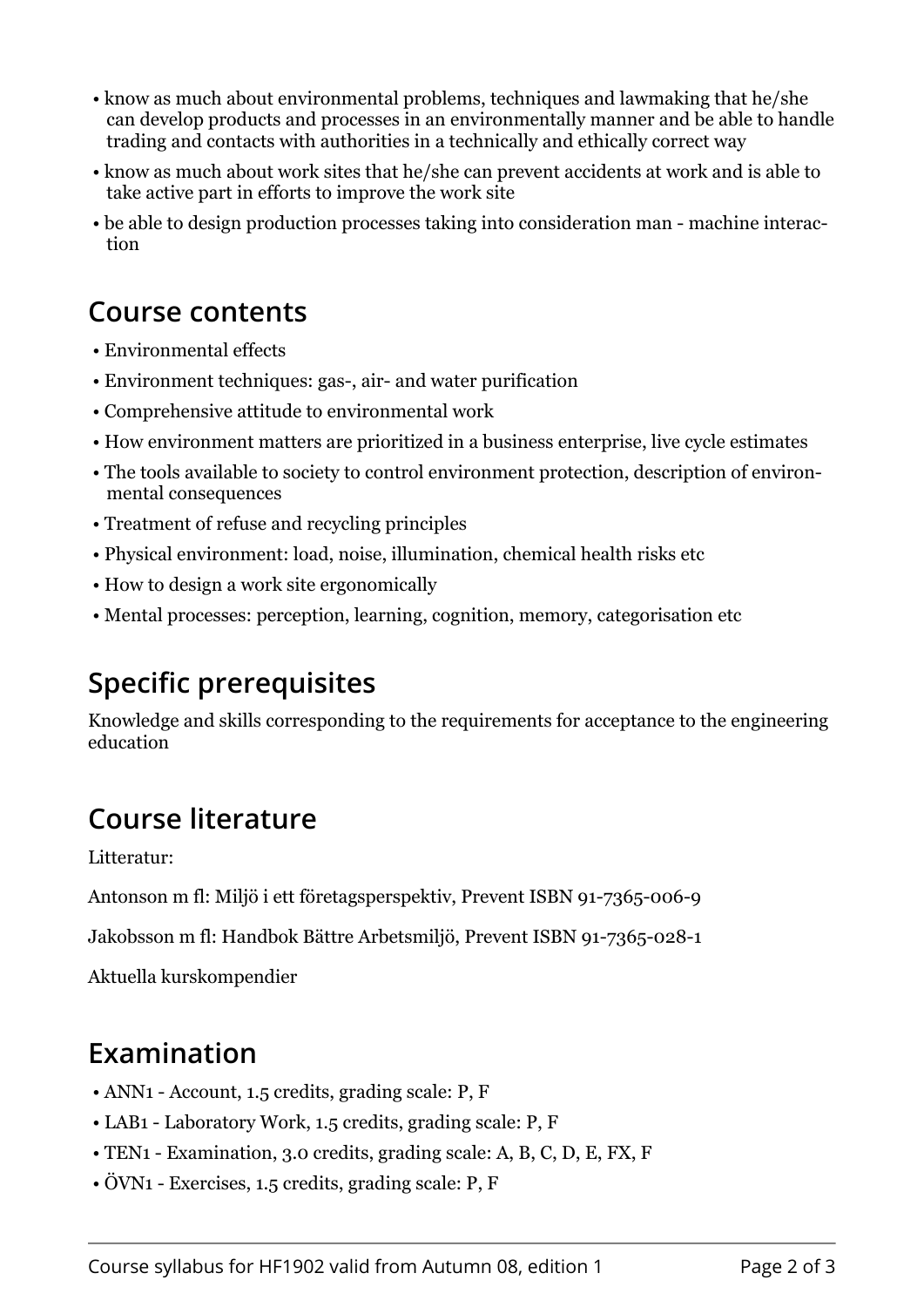- know as much about environmental problems, techniques and lawmaking that he/she can develop products and processes in an environmentally manner and be able to handle trading and contacts with authorities in a technically and ethically correct way
- know as much about work sites that he/she can prevent accidents at work and is able to take active part in efforts to improve the work site
- be able to design production processes taking into consideration man - machine interaction

## Course contents

- Environmental effects
- Environment techniques: gas-, air- and water purification
- Comprehensive attitude to environmental work
- How environment matters are prioritized in a business enterprise, live cycle estimates
- The tools available to society to control environment protection, description of environmental consequences
- Treatment of refuse and recycling principles
- Physical environment: load, noise, illumination, chemical health risks etc
- How to design a work site ergonomically
- Mental processes: perception, learning, cognition, memory, categorisation etc

## Specific prerequisites

Knowledge and skills corresponding to the requirements for acceptance to the engineering education

## Course literature

Litteratur:

Antonson m fl: Miljö i ett företagsperspektiv, Prevent ISBN 91-7365-006-9

Jakobsson m fl: Handbok Bättre Arbetsmiljö, Prevent ISBN 91-7365-028-1

Aktuella kurskompendier

## Examination

- ANN1 - Account, 1.5 credits, grading scale: P, F
- LAB1 - Laboratory Work, 1.5 credits, grading scale: P, F
- TEN1 - Examination, 3.0 credits, grading scale: A, B, C, D, E, FX, F
- ÖVN1 - Exercises, 1.5 credits, grading scale: P, F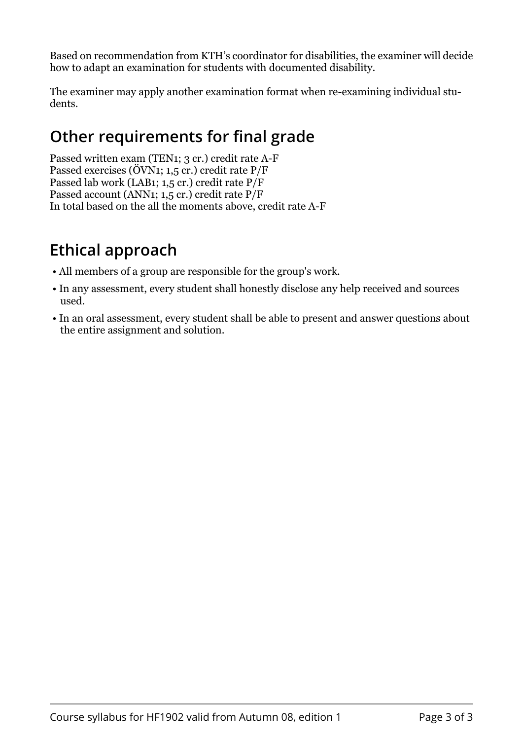Based on recommendation from KTH's coordinator for disabilities, the examiner will decide how to adapt an examination for students with documented disability.

The examiner may apply another examination format when re-examining individual students.

## Other requirements for final grade

Passed written exam (TEN1; 3 cr.) credit rate A-F
Passed exercises (ÖVN1; 1,5 cr.) credit rate P/F
Passed lab work (LAB1; 1,5 cr.) credit rate P/F
Passed account (ANN1; 1,5 cr.) credit rate P/F
In total based on the all the moments above, credit rate A-F

## Ethical approach

- All members of a group are responsible for the group's work.
- In any assessment, every student shall honestly disclose any help received and sources used.
- In an oral assessment, every student shall be able to present and answer questions about the entire assignment and solution.